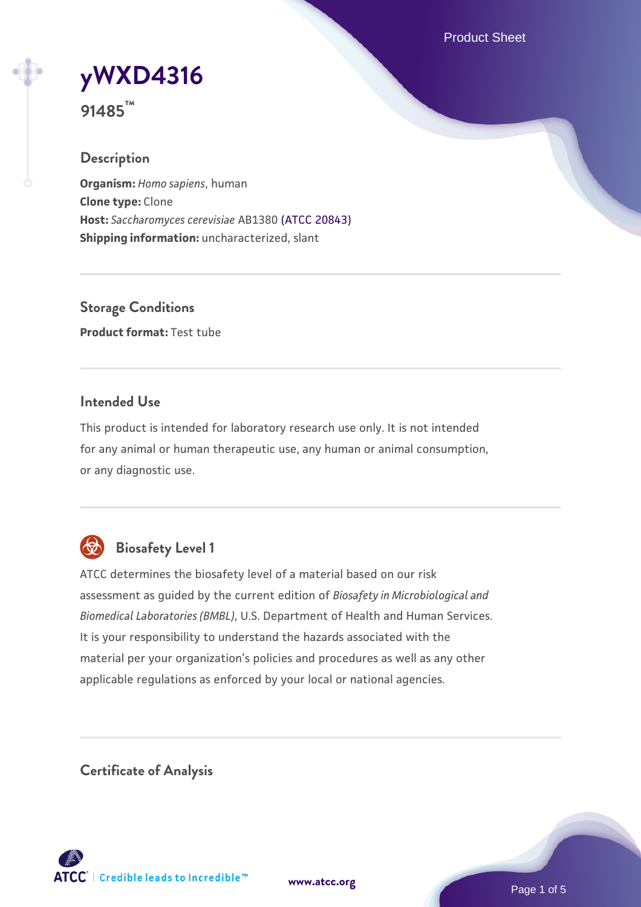# yWXD4316

**91485™**

## Description

**Organism:** *Homo sapiens*, human
**Clone type:** Clone
**Host:** *Saccharomyces cerevisiae* AB1380 (ATCC 20843)
**Shipping information:** uncharacterized, slant

## Storage Conditions

**Product format:** Test tube

## Intended Use

This product is intended for laboratory research use only. It is not intended for any animal or human therapeutic use, any human or animal consumption, or any diagnostic use.

## Biosafety Level 1

ATCC determines the biosafety level of a material based on our risk assessment as guided by the current edition of *Biosafety in Microbiological and Biomedical Laboratories (BMBL)*, U.S. Department of Health and Human Services. It is your responsibility to understand the hazards associated with the material per your organization's policies and procedures as well as any other applicable regulations as enforced by your local or national agencies.

## Certificate of Analysis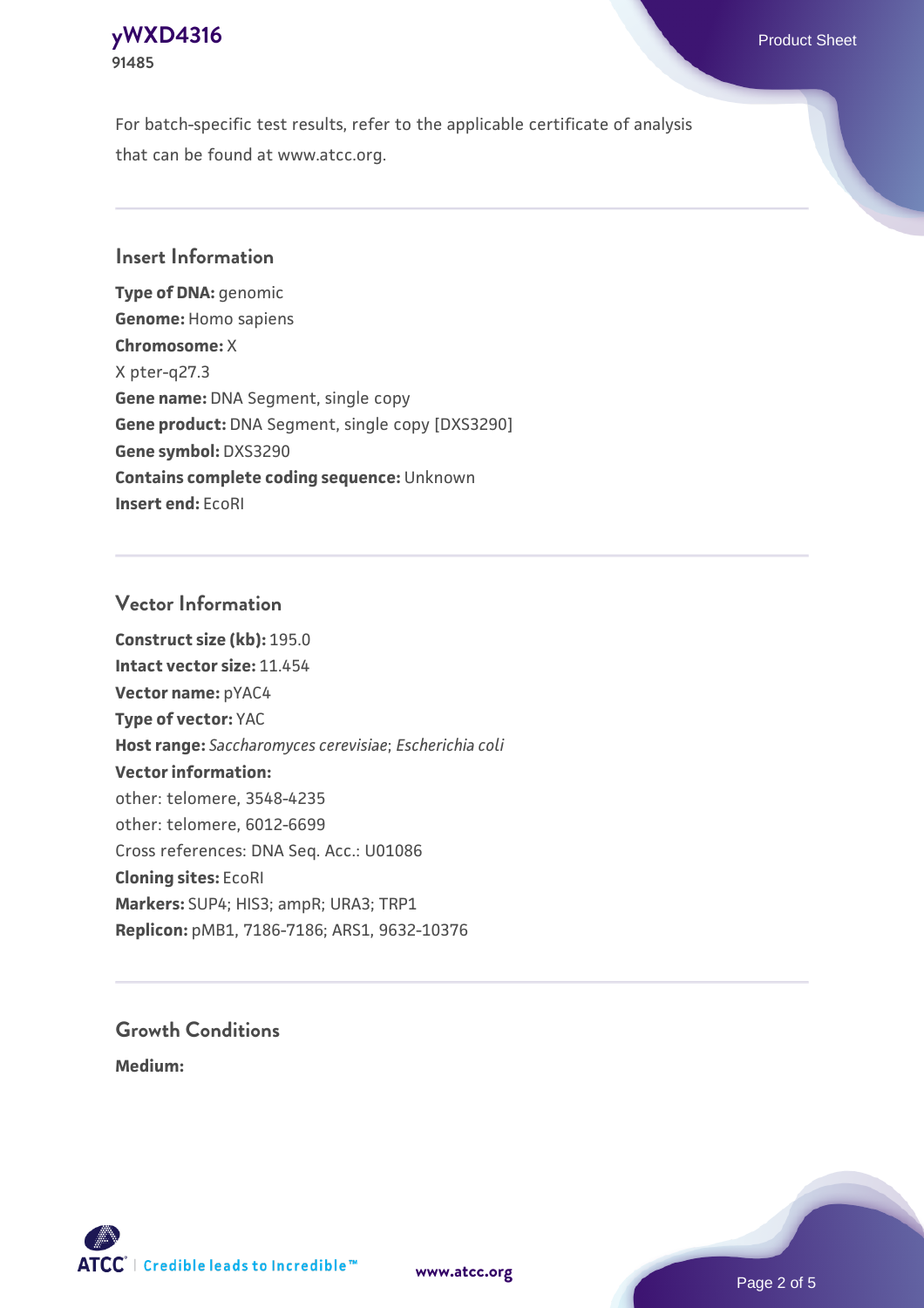For batch-specific test results, refer to the applicable certificate of analysis that can be found at www.atcc.org.

## Insert Information

**Type of DNA:** genomic
**Genome:** Homo sapiens
**Chromosome:** X
X pter-q27.3
**Gene name:** DNA Segment, single copy
**Gene product:** DNA Segment, single copy [DXS3290]
**Gene symbol:** DXS3290
**Contains complete coding sequence:** Unknown
**Insert end:** EcoRI

## Vector Information

**Construct size (kb):** 195.0
**Intact vector size:** 11.454
**Vector name:** pYAC4
**Type of vector:** YAC
**Host range:** *Saccharomyces cerevisiae*; *Escherichia coli*
**Vector information:**
other: telomere, 3548-4235
other: telomere, 6012-6699
Cross references: DNA Seq. Acc.: U01086
**Cloning sites:** EcoRI
**Markers:** SUP4; HIS3; ampR; URA3; TRP1
**Replicon:** pMB1, 7186-7186; ARS1, 9632-10376

## Growth Conditions

**Medium:**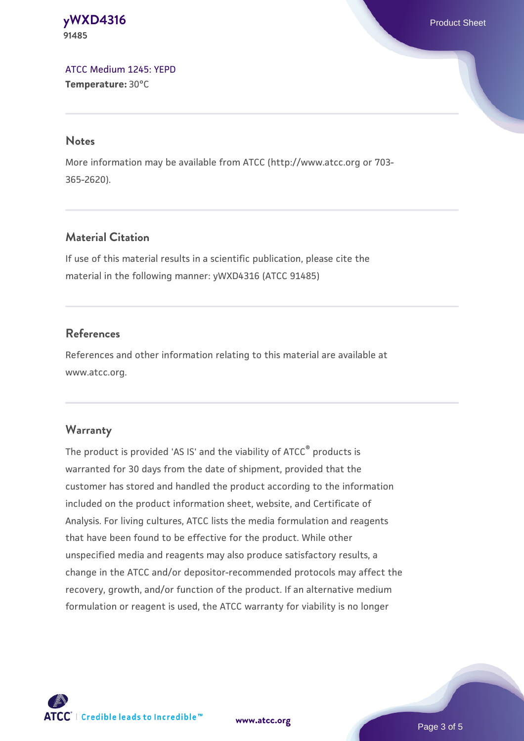ATCC Medium 1245: YEPD
**Temperature:** 30°C

## Notes

More information may be available from ATCC (http://www.atcc.org or 703-365-2620).

## Material Citation

If use of this material results in a scientific publication, please cite the material in the following manner: yWXD4316 (ATCC 91485)

## References

References and other information relating to this material are available at www.atcc.org.

## Warranty

The product is provided 'AS IS' and the viability of ATCC® products is warranted for 30 days from the date of shipment, provided that the customer has stored and handled the product according to the information included on the product information sheet, website, and Certificate of Analysis. For living cultures, ATCC lists the media formulation and reagents that have been found to be effective for the product. While other unspecified media and reagents may also produce satisfactory results, a change in the ATCC and/or depositor-recommended protocols may affect the recovery, growth, and/or function of the product. If an alternative medium formulation or reagent is used, the ATCC warranty for viability is no longer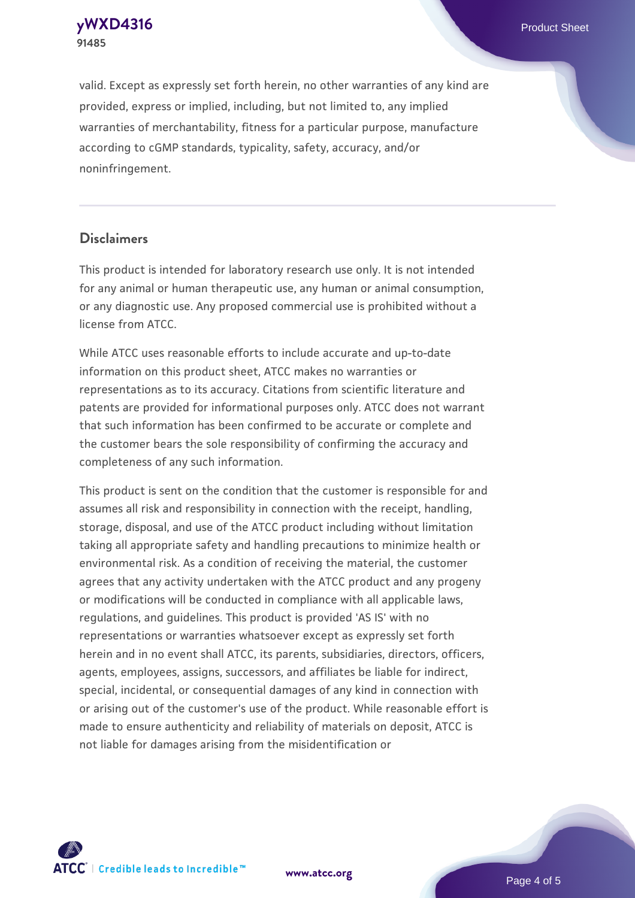valid. Except as expressly set forth herein, no other warranties of any kind are provided, express or implied, including, but not limited to, any implied warranties of merchantability, fitness for a particular purpose, manufacture according to cGMP standards, typicality, safety, accuracy, and/or noninfringement.

## Disclaimers

This product is intended for laboratory research use only. It is not intended for any animal or human therapeutic use, any human or animal consumption, or any diagnostic use. Any proposed commercial use is prohibited without a license from ATCC.

While ATCC uses reasonable efforts to include accurate and up-to-date information on this product sheet, ATCC makes no warranties or representations as to its accuracy. Citations from scientific literature and patents are provided for informational purposes only. ATCC does not warrant that such information has been confirmed to be accurate or complete and the customer bears the sole responsibility of confirming the accuracy and completeness of any such information.

This product is sent on the condition that the customer is responsible for and assumes all risk and responsibility in connection with the receipt, handling, storage, disposal, and use of the ATCC product including without limitation taking all appropriate safety and handling precautions to minimize health or environmental risk. As a condition of receiving the material, the customer agrees that any activity undertaken with the ATCC product and any progeny or modifications will be conducted in compliance with all applicable laws, regulations, and guidelines. This product is provided 'AS IS' with no representations or warranties whatsoever except as expressly set forth herein and in no event shall ATCC, its parents, subsidiaries, directors, officers, agents, employees, assigns, successors, and affiliates be liable for indirect, special, incidental, or consequential damages of any kind in connection with or arising out of the customer's use of the product. While reasonable effort is made to ensure authenticity and reliability of materials on deposit, ATCC is not liable for damages arising from the misidentification or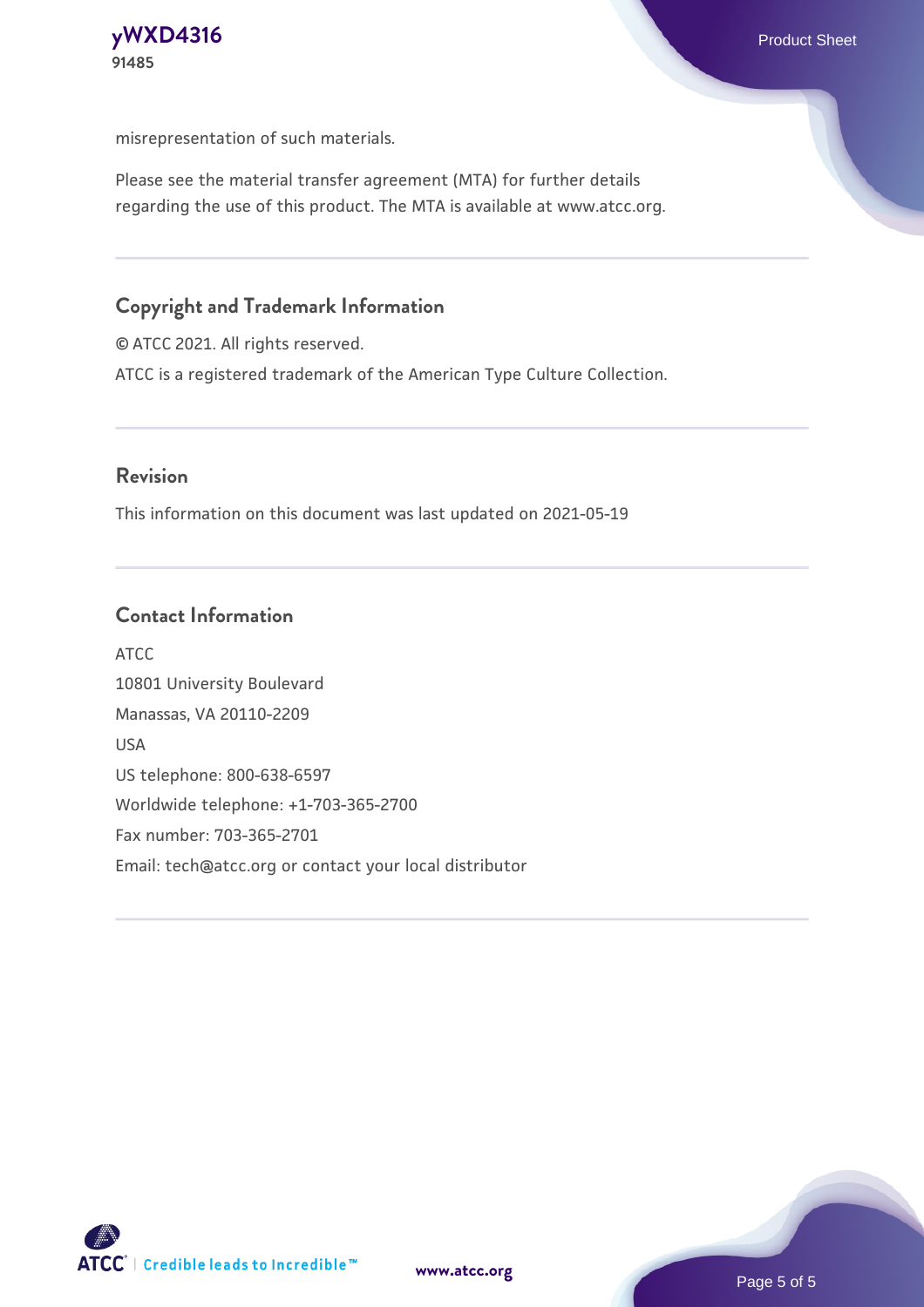misrepresentation of such materials.

Please see the material transfer agreement (MTA) for further details regarding the use of this product. The MTA is available at www.atcc.org.

## Copyright and Trademark Information

© ATCC 2021. All rights reserved.

ATCC is a registered trademark of the American Type Culture Collection.

## Revision

This information on this document was last updated on 2021-05-19

## Contact Information

ATCC
10801 University Boulevard
Manassas, VA 20110-2209
USA
US telephone: 800-638-6597
Worldwide telephone: +1-703-365-2700
Fax number: 703-365-2701
Email: tech@atcc.org or contact your local distributor